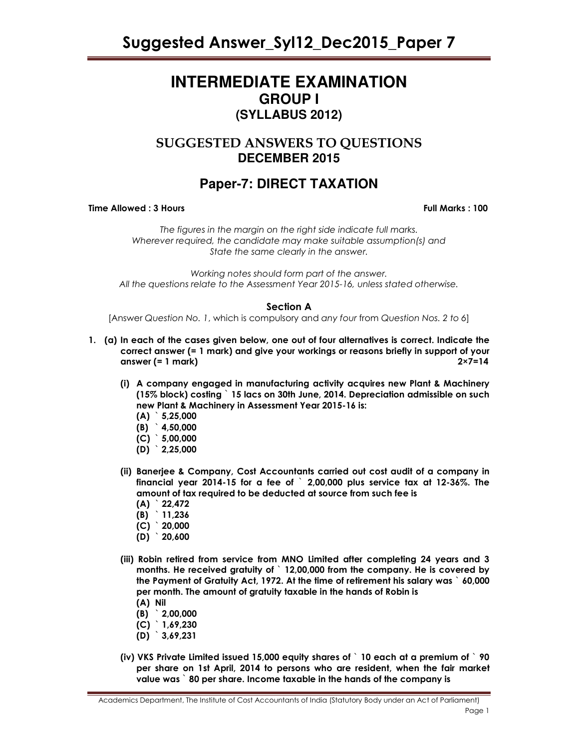# INTERMEDIATE EXAMINATION
## GROUP I
### (SYLLABUS 2012)

## SUGGESTED ANSWERS TO QUESTIONS
### DECEMBER 2015

## Paper-7: DIRECT TAXATION

**Time Allowed : 3 Hours** **Full Marks : 100**

*The figures in the margin on the right side indicate full marks.*
*Wherever required, the candidate may make suitable assumption(s) and State the same clearly in the answer.*

*Working notes should form part of the answer.*
*All the questions relate to the Assessment Year 2015-16, unless stated otherwise.*

**Section A**

[Answer *Question No. 1*, which is compulsory and *any four* from *Question Nos. 2 to 6*]

**1. (a) In each of the cases given below, one out of four alternatives is correct. Indicate the correct answer (= 1 mark) and give your workings or reasons briefly in support of your answer (= 1 mark)** **2×7=14**

**(i) A company engaged in manufacturing activity acquires new Plant & Machinery (15% block) costing ` 15 lacs on 30th June, 2014. Depreciation admissible on such new Plant & Machinery in Assessment Year 2015-16 is:**

**(A) ` 5,25,000**
**(B) ` 4,50,000**
**(C) ` 5,00,000**
**(D) ` 2,25,000**

**(ii) Banerjee & Company, Cost Accountants carried out cost audit of a company in financial year 2014-15 for a fee of ` 2,00,000 plus service tax at 12-36%. The amount of tax required to be deducted at source from such fee is**

**(A) ` 22,472**
**(B) ` 11,236**
**(C) ` 20,000**
**(D) ` 20,600**

**(iii) Robin retired from service from MNO Limited after completing 24 years and 3 months. He received gratuity of ` 12,00,000 from the company. He is covered by the Payment of Gratuity Act, 1972. At the time of retirement his salary was ` 60,000 per month. The amount of gratuity taxable in the hands of Robin is**

**(A) Nil**
**(B) ` 2,00,000**
**(C) ` 1,69,230**
**(D) ` 3,69,231**

**(iv) VKS Private Limited issued 15,000 equity shares of ` 10 each at a premium of ` 90 per share on 1st April, 2014 to persons who are resident, when the fair market value was ` 80 per share. Income taxable in the hands of the company is**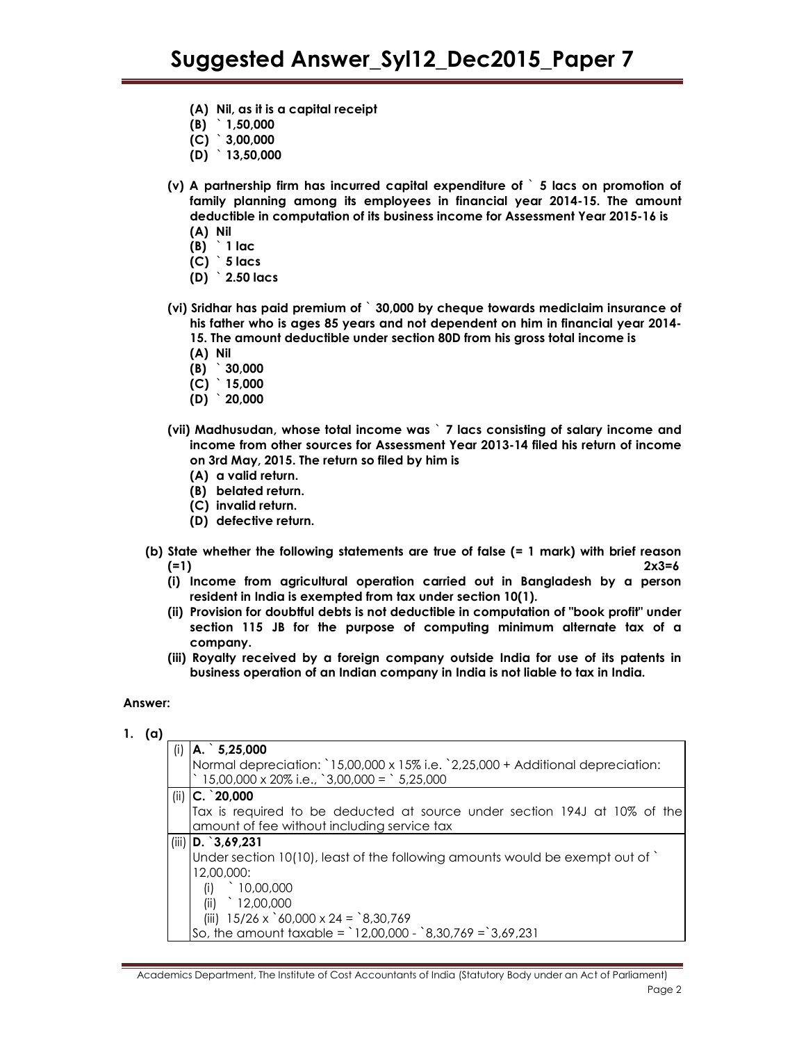(A) **Nil, as it is a capital receipt**
(B) **` 1,50,000**
(C) **` 3,00,000**
(D) **` 13,50,000**

**(v) A partnership firm has incurred capital expenditure of ` 5 lacs on promotion of family planning among its employees in financial year 2014-15. The amount deductible in computation of its business income for Assessment Year 2015-16 is**

(A) **Nil**
(B) **` 1 lac**
(C) **` 5 lacs**
(D) **` 2.50 lacs**

**(vi) Sridhar has paid premium of ` 30,000 by cheque towards mediclaim insurance of his father who is ages 85 years and not dependent on him in financial year 2014-15. The amount deductible under section 80D from his gross total income is**

(A) **Nil**
(B) **` 30,000**
(C) **` 15,000**
(D) **` 20,000**

**(vii) Madhusudan, whose total income was ` 7 lacs consisting of salary income and income from other sources for Assessment Year 2013-14 filed his return of income on 3rd May, 2015. The return so filed by him is**

(A) **a valid return.**
(B) **belated return.**
(C) **invalid return.**
(D) **defective return.**

**(b) State whether the following statements are true of false (= 1 mark) with brief reason (=1)** **2x3=6**

**(i) Income from agricultural operation carried out in Bangladesh by a person resident in India is exempted from tax under section 10(1).**

**(ii) Provision for doubtful debts is not deductible in computation of "book profit" under section 115 JB for the purpose of computing minimum alternate tax of a company.**

**(iii) Royalty received by a foreign company outside India for use of its patents in business operation of an Indian company in India is not liable to tax in India.**

**Answer:**

**1. (a)**

| | |
|---|---|
| (i) | **A. ` 5,25,000**<br>Normal depreciation: `15,00,000 x 15% i.e. `2,25,000 + Additional depreciation: ` 15,00,000 x 20% i.e., `3,00,000 = ` 5,25,000 |
| (ii) | **C. `20,000**<br>Tax is required to be deducted at source under section 194J at 10% of the amount of fee without including service tax |
| (iii) | **D. `3,69,231**<br>Under section 10(10), least of the following amounts would be exempt out of ` 12,00,000:<br>(i) ` 10,00,000<br>(ii) ` 12,00,000<br>(iii) 15/26 x `60,000 x 24 = `8,30,769<br>So, the amount taxable = `12,00,000 - `8,30,769 =`3,69,231 |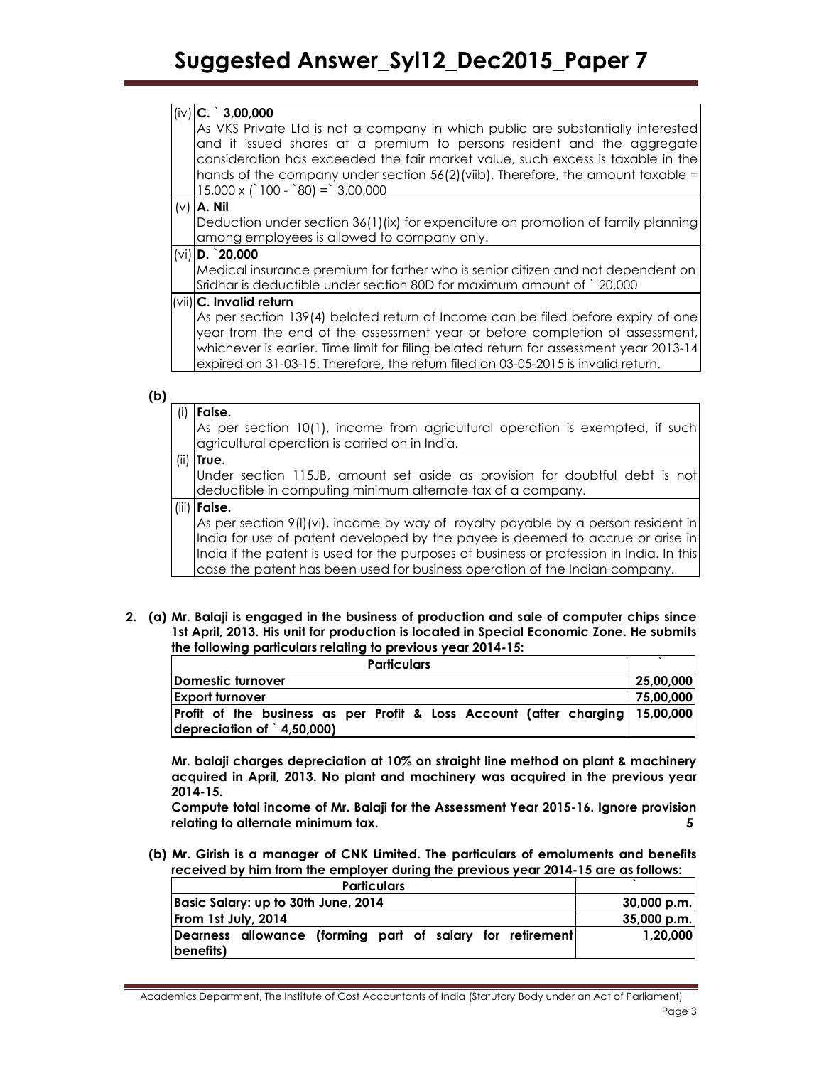| | |
|---|---|
| (iv) | **C. ` 3,00,000**<br>As VKS Private Ltd is not a company in which public are substantially interested and it issued shares at a premium to persons resident and the aggregate consideration has exceeded the fair market value, such excess is taxable in the hands of the company under section 56(2)(viib). Therefore, the amount taxable = 15,000 x (`100 - `80) =` 3,00,000 |
| (v) | **A. Nil**<br>Deduction under section 36(1)(ix) for expenditure on promotion of family planning among employees is allowed to company only. |
| (vi) | **D. `20,000**<br>Medical insurance premium for father who is senior citizen and not dependent on Sridhar is deductible under section 80D for maximum amount of ` 20,000 |
| (vii) | **C. Invalid return**<br>As per section 139(4) belated return of Income can be filed before expiry of one year from the end of the assessment year or before completion of assessment, whichever is earlier. Time limit for filing belated return for assessment year 2013-14 expired on 31-03-15. Therefore, the return filed on 03-05-2015 is invalid return. |

**(b)**

| | |
|---|---|
| (i) | **False.**<br>As per section 10(1), income from agricultural operation is exempted, if such agricultural operation is carried on in India. |
| (ii) | **True.**<br>Under section 115JB, amount set aside as provision for doubtful debt is not deductible in computing minimum alternate tax of a company. |
| (iii) | **False.**<br>As per section 9(l)(vi), income by way of royalty payable by a person resident in India for use of patent developed by the payee is deemed to accrue or arise in India if the patent is used for the purposes of business or profession in India. In this case the patent has been used for business operation of the Indian company. |

**2. (a) Mr. Balaji is engaged in the business of production and sale of computer chips since 1st April, 2013. His unit for production is located in Special Economic Zone. He submits the following particulars relating to previous year 2014-15:**

| Particulars | ` |
|---|---|
| Domestic turnover | 25,00,000 |
| Export turnover | 75,00,000 |
| Profit of the business as per Profit & Loss Account (after charging depreciation of ` 4,50,000) | 15,00,000 |

**Mr. balaji charges depreciation at 10% on straight line method on plant & machinery acquired in April, 2013. No plant and machinery was acquired in the previous year 2014-15.**

**Compute total income of Mr. Balaji for the Assessment Year 2015-16. Ignore provision relating to alternate minimum tax.** **5**

**(b) Mr. Girish is a manager of CNK Limited. The particulars of emoluments and benefits received by him from the employer during the previous year 2014-15 are as follows:**

| Particulars | ` |
|---|---|
| Basic Salary: up to 30th June, 2014 | 30,000 p.m. |
| From 1st July, 2014 | 35,000 p.m. |
| Dearness allowance (forming part of salary for retirement benefits) | 1,20,000 |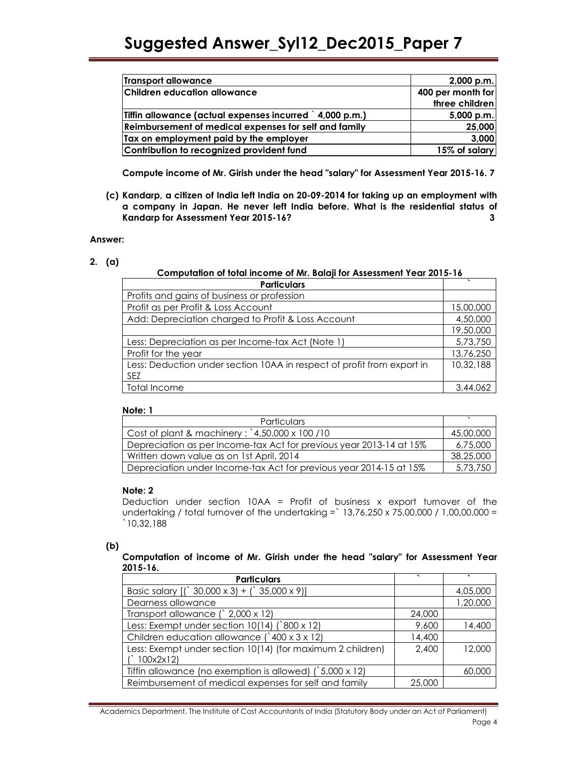| | |
|---|---|
| **Transport allowance** | **2,000 p.m.** |
| **Children education allowance** | **400 per month for three children** |
| **Tiffin allowance (actual expenses incurred ` 4,000 p.m.)** | **5,000 p.m.** |
| **Reimbursement of medical expenses for self and family** | **25,000** |
| **Tax on employment paid by the employer** | **3,000** |
| **Contribution to recognized provident fund** | **15% of salary** |

**Compute income of Mr. Girish under the head "salary" for Assessment Year 2015-16. 7**

**(c) Kandarp, a citizen of India left India on 20-09-2014 for taking up an employment with a company in Japan. He never left India before. What is the residential status of Kandarp for Assessment Year 2015-16? 3**

**Answer:**

**2. (a)**

**Computation of total income of Mr. Balaji for Assessment Year 2015-16**

| **Particulars** | ` |
|---|---|
| Profits and gains of business or profession | |
| Profit as per Profit & Loss Account | 15,00,000 |
| Add: Depreciation charged to Profit & Loss Account | 4,50,000 |
| | 19,50,000 |
| Less: Depreciation as per Income-tax Act (Note 1) | 5,73,750 |
| Profit for the year | 13,76,250 |
| Less: Deduction under section 10AA in respect of profit from export in SEZ | 10,32,188 |
| Total Income | 3,44,062 |

**Note: 1**

| Particulars | ` |
|---|---|
| Cost of plant & machinery : `4,50,000 x 100 /10 | 45,00,000 |
| Depreciation as per Income-tax Act for previous year 2013-14 at 15% | 6,75,000 |
| Written down value as on 1st April, 2014 | 38,25,000 |
| Depreciation under Income-tax Act for previous year 2014-15 at 15% | 5,73,750 |

**Note: 2**

Deduction under section 10AA = Profit of business x export turnover of the undertaking / total turnover of the undertaking =` 13,76,250 x 75,00,000 / 1,00,00,000 = `10,32,188

**(b)**

**Computation of income of Mr. Girish under the head "salary" for Assessment Year 2015-16.**

| **Particulars** | ` | ` |
|---|---|---|
| Basic salary [(` 30,000 x 3) + (` 35,000 x 9)] | | 4,05,000 |
| Dearness allowance | | 1,20,000 |
| Transport allowance (` 2,000 x 12) | 24,000 | |
| Less: Exempt under section 10(14) (`800 x 12) | 9,600 | 14,400 |
| Children education allowance (`400 x 3 x 12) | 14,400 | |
| Less: Exempt under section 10(14) (for maximum 2 children) (` 100x2x12) | 2,400 | 12,000 |
| Tiffin allowance (no exemption is allowed) (`5,000 x 12) | | 60,000 |
| Reimbursement of medical expenses for self and family | 25,000 | |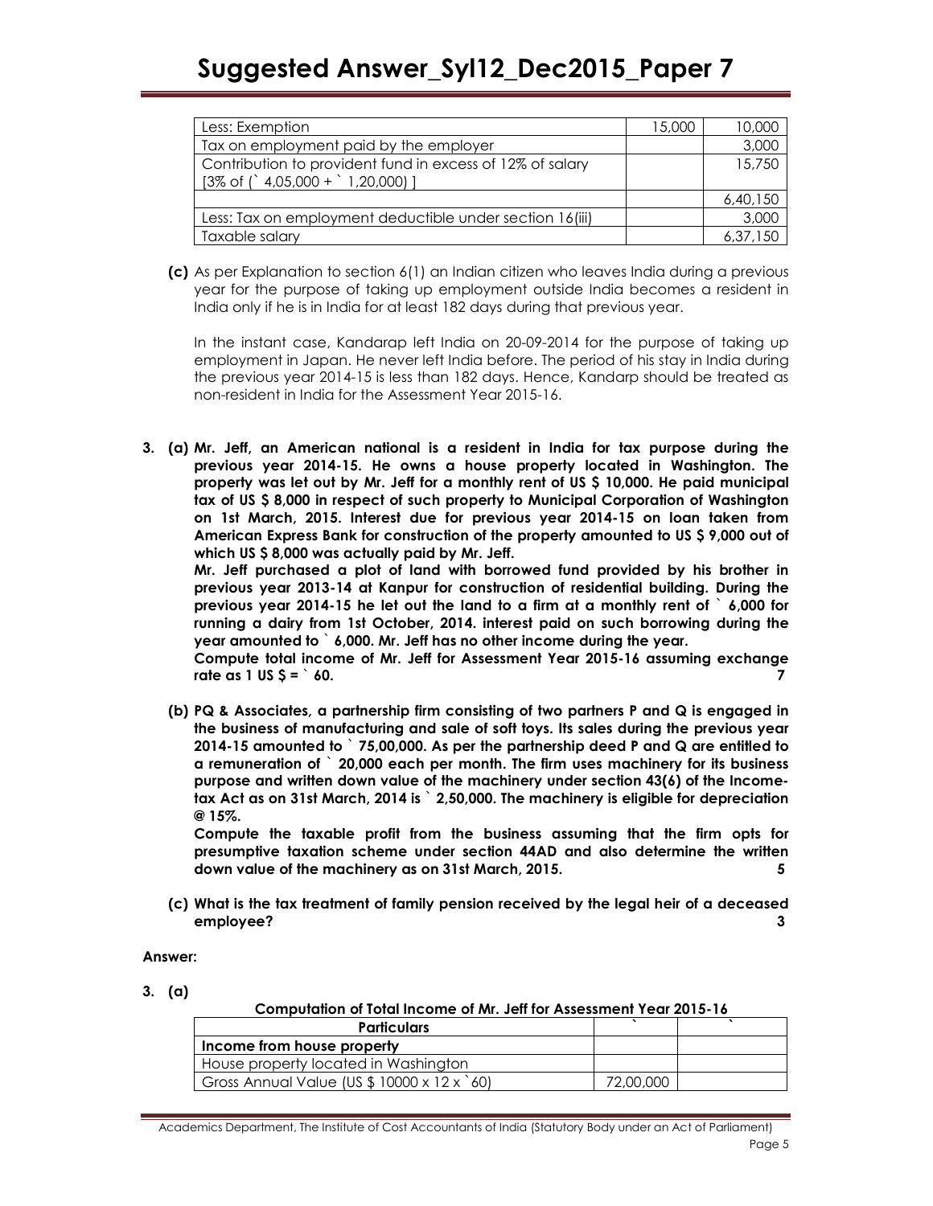| | | |
|---|---|---|
| Less: Exemption | 15,000 | 10,000 |
| Tax on employment paid by the employer | | 3,000 |
| Contribution to provident fund in excess of 12% of salary [3% of (` 4,05,000 + ` 1,20,000) ] | | 15,750 |
| | | 6,40,150 |
| Less: Tax on employment deductible under section 16(iii) | | 3,000 |
| Taxable salary | | 6,37,150 |

**(c)** As per Explanation to section 6(1) an Indian citizen who leaves India during a previous year for the purpose of taking up employment outside India becomes a resident in India only if he is in India for at least 182 days during that previous year.

In the instant case, Kandarap left India on 20-09-2014 for the purpose of taking up employment in Japan. He never left India before. The period of his stay in India during the previous year 2014-15 is less than 182 days. Hence, Kandarp should be treated as non-resident in India for the Assessment Year 2015-16.

**3. (a) Mr. Jeff, an American national is a resident in India for tax purpose during the previous year 2014-15. He owns a house property located in Washington. The property was let out by Mr. Jeff for a monthly rent of US $ 10,000. He paid municipal tax of US $ 8,000 in respect of such property to Municipal Corporation of Washington on 1st March, 2015. Interest due for previous year 2014-15 on loan taken from American Express Bank for construction of the property amounted to US $ 9,000 out of which US $ 8,000 was actually paid by Mr. Jeff.**

**Mr. Jeff purchased a plot of land with borrowed fund provided by his brother in previous year 2013-14 at Kanpur for construction of residential building. During the previous year 2014-15 he let out the land to a firm at a monthly rent of ` 6,000 for running a dairy from 1st October, 2014. interest paid on such borrowing during the year amounted to ` 6,000. Mr. Jeff has no other income during the year.**

**Compute total income of Mr. Jeff for Assessment Year 2015-16 assuming exchange rate as 1 US $ = ` 60.** **7**

**(b) PQ & Associates, a partnership firm consisting of two partners P and Q is engaged in the business of manufacturing and sale of soft toys. Its sales during the previous year 2014-15 amounted to ` 75,00,000. As per the partnership deed P and Q are entitled to a remuneration of ` 20,000 each per month. The firm uses machinery for its business purpose and written down value of the machinery under section 43(6) of the Income-tax Act as on 31st March, 2014 is ` 2,50,000. The machinery is eligible for depreciation @ 15%.**

**Compute the taxable profit from the business assuming that the firm opts for presumptive taxation scheme under section 44AD and also determine the written down value of the machinery as on 31st March, 2015.** **5**

**(c) What is the tax treatment of family pension received by the legal heir of a deceased employee?** **3**

**Answer:**

**3. (a)**

**Computation of Total Income of Mr. Jeff for Assessment Year 2015-16**

| Particulars | ` | ` |
|---|---|---|
| **Income from house property** | | |
| House property located in Washington | | |
| Gross Annual Value (US $ 10000 x 12 x `60) | 72,00,000 | |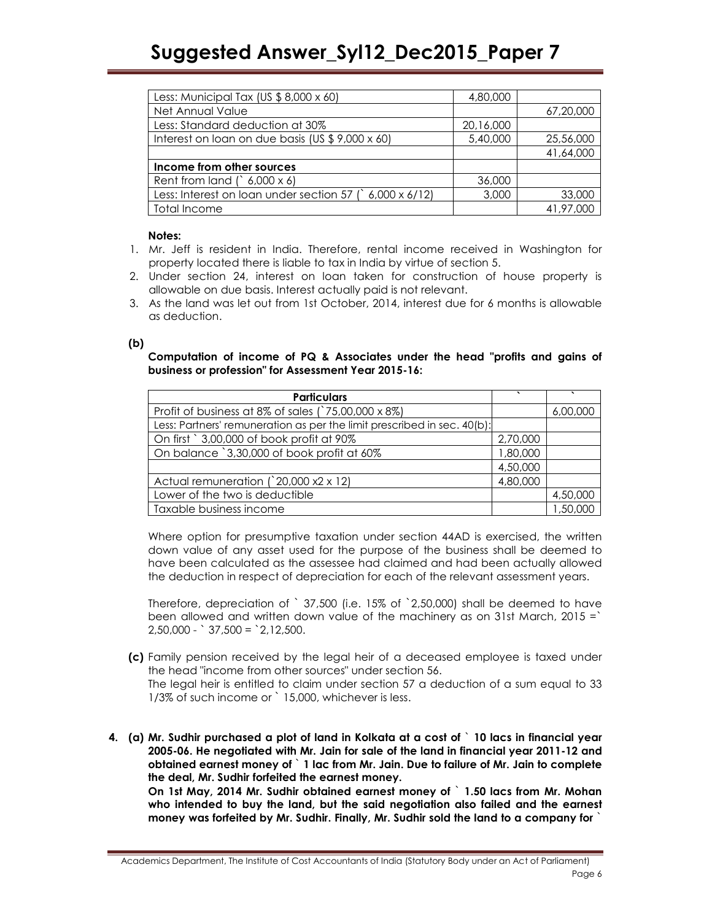| Less: Municipal Tax (US $ 8,000 x 60) | 4,80,000 | |
|---|---|---|
| Net Annual Value | | 67,20,000 |
| Less: Standard deduction at 30% | 20,16,000 | |
| Interest on loan on due basis (US $ 9,000 x 60) | 5,40,000 | 25,56,000 |
| | | 41,64,000 |
| **Income from other sources** | | |
| Rent from land (` 6,000 x 6) | 36,000 | |
| Less: Interest on loan under section 57 (` 6,000 x 6/12) | 3,000 | 33,000 |
| Total Income | | 41,97,000 |

**Notes:**

1. Mr. Jeff is resident in India. Therefore, rental income received in Washington for property located there is liable to tax in India by virtue of section 5.
2. Under section 24, interest on loan taken for construction of house property is allowable on due basis. Interest actually paid is not relevant.
3. As the land was let out from 1st October, 2014, interest due for 6 months is allowable as deduction.

**(b)**

**Computation of income of PQ & Associates under the head "profits and gains of business or profession" for Assessment Year 2015-16:**

| Particulars | ` | ` |
|---|---|---|
| Profit of business at 8% of sales (`75,00,000 x 8%) | | 6,00,000 |
| Less: Partners' remuneration as per the limit prescribed in sec. 40(b): | | |
| On first ` 3,00,000 of book profit at 90% | 2,70,000 | |
| On balance `3,30,000 of book profit at 60% | 1,80,000 | |
| | 4,50,000 | |
| Actual remuneration (`20,000 x2 x 12) | 4,80,000 | |
| Lower of the two is deductible | | 4,50,000 |
| Taxable business income | | 1,50,000 |

Where option for presumptive taxation under section 44AD is exercised, the written down value of any asset used for the purpose of the business shall be deemed to have been calculated as the assessee had claimed and had been actually allowed the deduction in respect of depreciation for each of the relevant assessment years.

Therefore, depreciation of ` 37,500 (i.e. 15% of `2,50,000) shall be deemed to have been allowed and written down value of the machinery as on 31st March, 2015 =` 2,50,000 - ` 37,500 = `2,12,500.

**(c)** Family pension received by the legal heir of a deceased employee is taxed under the head "income from other sources" under section 56.
The legal heir is entitled to claim under section 57 a deduction of a sum equal to 33 1/3% of such income or ` 15,000, whichever is less.

**4. (a) Mr. Sudhir purchased a plot of land in Kolkata at a cost of ` 10 lacs in financial year 2005-06. He negotiated with Mr. Jain for sale of the land in financial year 2011-12 and obtained earnest money of ` 1 lac from Mr. Jain. Due to failure of Mr. Jain to complete the deal, Mr. Sudhir forfeited the earnest money.**
**On 1st May, 2014 Mr. Sudhir obtained earnest money of ` 1.50 lacs from Mr. Mohan who intended to buy the land, but the said negotiation also failed and the earnest money was forfeited by Mr. Sudhir. Finally, Mr. Sudhir sold the land to a company for `**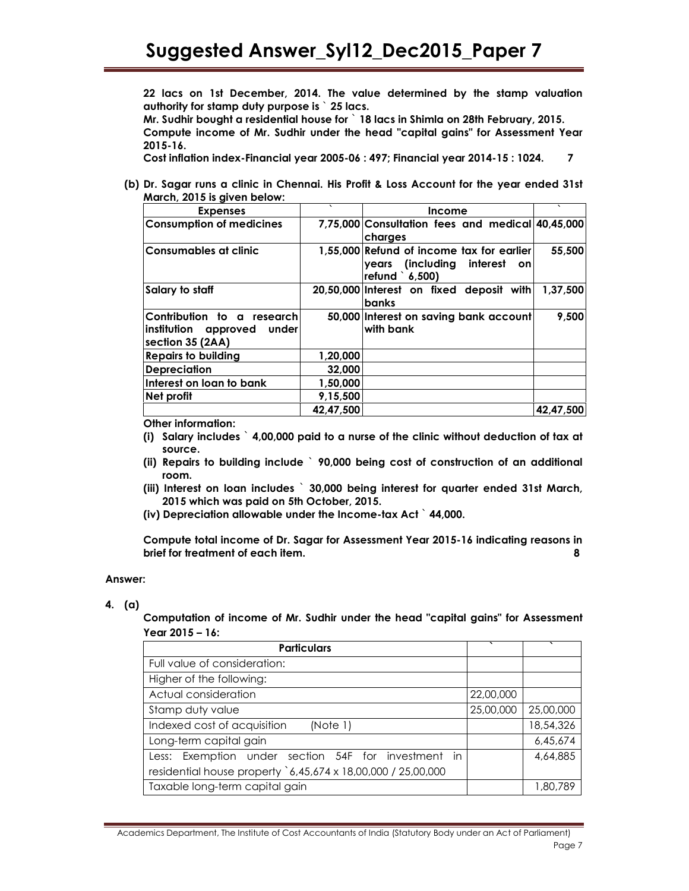**22 lacs on 1st December, 2014. The value determined by the stamp valuation authority for stamp duty purpose is ` 25 lacs.**

**Mr. Sudhir bought a residential house for ` 18 lacs in Shimla on 28th February, 2015.**

**Compute income of Mr. Sudhir under the head "capital gains" for Assessment Year 2015-16.**

**Cost inflation index-Financial year 2005-06 : 497; Financial year 2014-15 : 1024. 7**

**(b) Dr. Sagar runs a clinic in Chennai. His Profit & Loss Account for the year ended 31st March, 2015 is given below:**

| Expenses | ` | Income | ` |
|---|---|---|---|
| Consumption of medicines | 7,75,000 | Consultation fees and medical charges | 40,45,000 |
| Consumables at clinic | 1,55,000 | Refund of income tax for earlier years (including interest on refund ` 6,500) | 55,500 |
| Salary to staff | 20,50,000 | Interest on fixed deposit with banks | 1,37,500 |
| Contribution to a research institution approved under section 35 (2AA) | 50,000 | Interest on saving bank account with bank | 9,500 |
| Repairs to building | 1,20,000 | | |
| Depreciation | 32,000 | | |
| Interest on loan to bank | 1,50,000 | | |
| Net profit | 9,15,500 | | |
| | 42,47,500 | | 42,47,500 |

**Other information:**

**(i) Salary includes ` 4,00,000 paid to a nurse of the clinic without deduction of tax at source.**

**(ii) Repairs to building include ` 90,000 being cost of construction of an additional room.**

**(iii) Interest on loan includes ` 30,000 being interest for quarter ended 31st March, 2015 which was paid on 5th October, 2015.**

**(iv) Depreciation allowable under the Income-tax Act ` 44,000.**

**Compute total income of Dr. Sagar for Assessment Year 2015-16 indicating reasons in brief for treatment of each item. 8**

**Answer:**

**4. (a)**

**Computation of income of Mr. Sudhir under the head "capital gains" for Assessment Year 2015 – 16:**

| Particulars | ` | ` |
|---|---|---|
| Full value of consideration: | | |
| Higher of the following: | | |
| Actual consideration | 22,00,000 | |
| Stamp duty value | 25,00,000 | 25,00,000 |
| Indexed cost of acquisition (Note 1) | | 18,54,326 |
| Long-term capital gain | | 6,45,674 |
| Less: Exemption under section 54F for investment in residential house property `6,45,674 x 18,00,000 / 25,00,000 | | 4,64,885 |
| Taxable long-term capital gain | | 1,80,789 |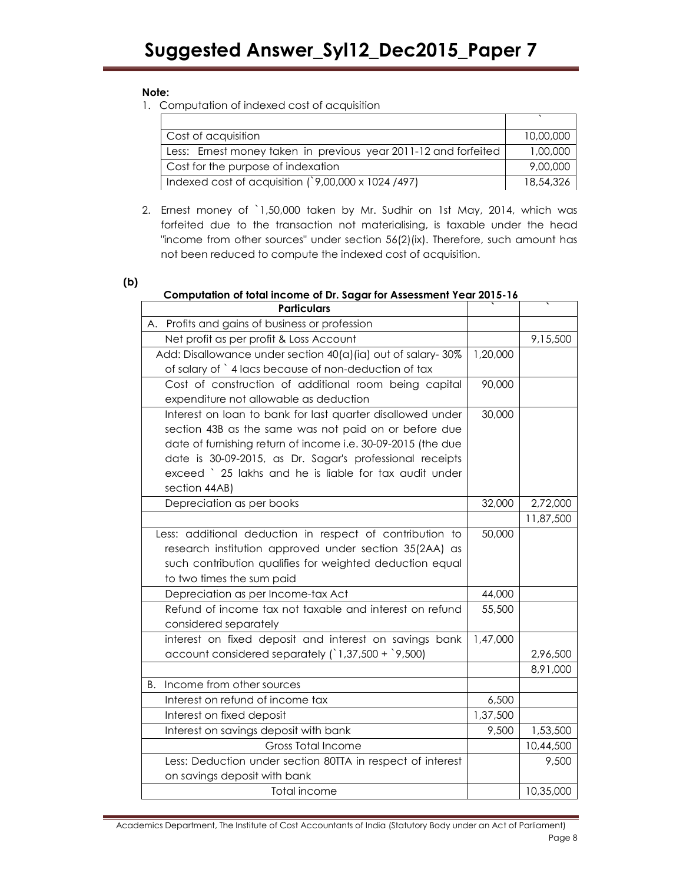**Note:**

1. Computation of indexed cost of acquisition

| | ` |
|---|---|
| Cost of acquisition | 10,00,000 |
| Less: Ernest money taken in previous year 2011-12 and forfeited | 1,00,000 |
| Cost for the purpose of indexation | 9,00,000 |
| Indexed cost of acquisition (`9,00,000 x 1024 /497) | 18,54,326 |

2. Ernest money of `1,50,000 taken by Mr. Sudhir on 1st May, 2014, which was forfeited due to the transaction not materialising, is taxable under the head "income from other sources" under section 56(2)(ix). Therefore, such amount has not been reduced to compute the indexed cost of acquisition.

**(b)**

**Computation of total income of Dr. Sagar for Assessment Year 2015-16**

| Particulars | ` | ` |
|---|---|---|
| A. Profits and gains of business or profession | | |
| Net profit as per profit & Loss Account | | 9,15,500 |
| Add: Disallowance under section 40(a)(ia) out of salary- 30% of salary of ` 4 lacs because of non-deduction of tax | 1,20,000 | |
| Cost of construction of additional room being capital expenditure not allowable as deduction | 90,000 | |
| Interest on loan to bank for last quarter disallowed under section 43B as the same was not paid on or before due date of furnishing return of income i.e. 30-09-2015 (the due date is 30-09-2015, as Dr. Sagar's professional receipts exceed ` 25 lakhs and he is liable for tax audit under section 44AB) | 30,000 | |
| Depreciation as per books | 32,000 | 2,72,000 |
| | | 11,87,500 |
| Less: additional deduction in respect of contribution to research institution approved under section 35(2AA) as such contribution qualifies for weighted deduction equal to two times the sum paid | 50,000 | |
| Depreciation as per Income-tax Act | 44,000 | |
| Refund of income tax not taxable and interest on refund considered separately | 55,500 | |
| interest on fixed deposit and interest on savings bank account considered separately (`1,37,500 + `9,500) | 1,47,000 | 2,96,500 |
| | | 8,91,000 |
| B. Income from other sources | | |
| Interest on refund of income tax | 6,500 | |
| Interest on fixed deposit | 1,37,500 | |
| Interest on savings deposit with bank | 9,500 | 1,53,500 |
| Gross Total Income | | 10,44,500 |
| Less: Deduction under section 80TTA in respect of interest on savings deposit with bank | | 9,500 |
| Total income | | 10,35,000 |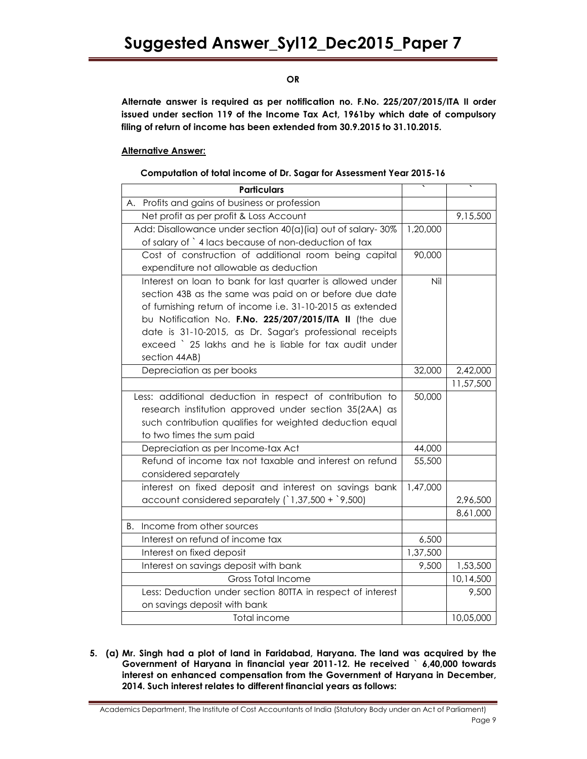**OR**

**Alternate answer is required as per notification no. F.No. 225/207/2015/ITA II order issued under section 119 of the Income Tax Act, 1961by which date of compulsory filing of return of income has been extended from 30.9.2015 to 31.10.2015.**

**Alternative Answer:**

**Computation of total income of Dr. Sagar for Assessment Year 2015-16**

| Particulars | ` | ` |
|---|---|---|
| A. Profits and gains of business or profession | | |
| Net profit as per profit & Loss Account | | 9,15,500 |
| Add: Disallowance under section 40(a)(ia) out of salary- 30% of salary of ` 4 lacs because of non-deduction of tax | 1,20,000 | |
| Cost of construction of additional room being capital expenditure not allowable as deduction | 90,000 | |
| Interest on loan to bank for last quarter is allowed under section 43B as the same was paid on or before due date of furnishing return of income i.e. 31-10-2015 as extended bu Notification No. **F.No. 225/207/2015/ITA II** (the due date is 31-10-2015, as Dr. Sagar's professional receipts exceed ` 25 lakhs and he is liable for tax audit under section 44AB) | Nil | |
| Depreciation as per books | 32,000 | 2,42,000 |
| | | 11,57,500 |
| Less: additional deduction in respect of contribution to research institution approved under section 35(2AA) as such contribution qualifies for weighted deduction equal to two times the sum paid | 50,000 | |
| Depreciation as per Income-tax Act | 44,000 | |
| Refund of income tax not taxable and interest on refund considered separately | 55,500 | |
| interest on fixed deposit and interest on savings bank account considered separately (`1,37,500 + `9,500) | 1,47,000 | 2,96,500 |
| | | 8,61,000 |
| B. Income from other sources | | |
| Interest on refund of income tax | 6,500 | |
| Interest on fixed deposit | 1,37,500 | |
| Interest on savings deposit with bank | 9,500 | 1,53,500 |
| Gross Total Income | | 10,14,500 |
| Less: Deduction under section 80TTA in respect of interest on savings deposit with bank | | 9,500 |
| Total income | | 10,05,000 |

**5. (a) Mr. Singh had a plot of land in Faridabad, Haryana. The land was acquired by the Government of Haryana in financial year 2011-12. He received ` 6,40,000 towards interest on enhanced compensation from the Government of Haryana in December, 2014. Such interest relates to different financial years as follows:**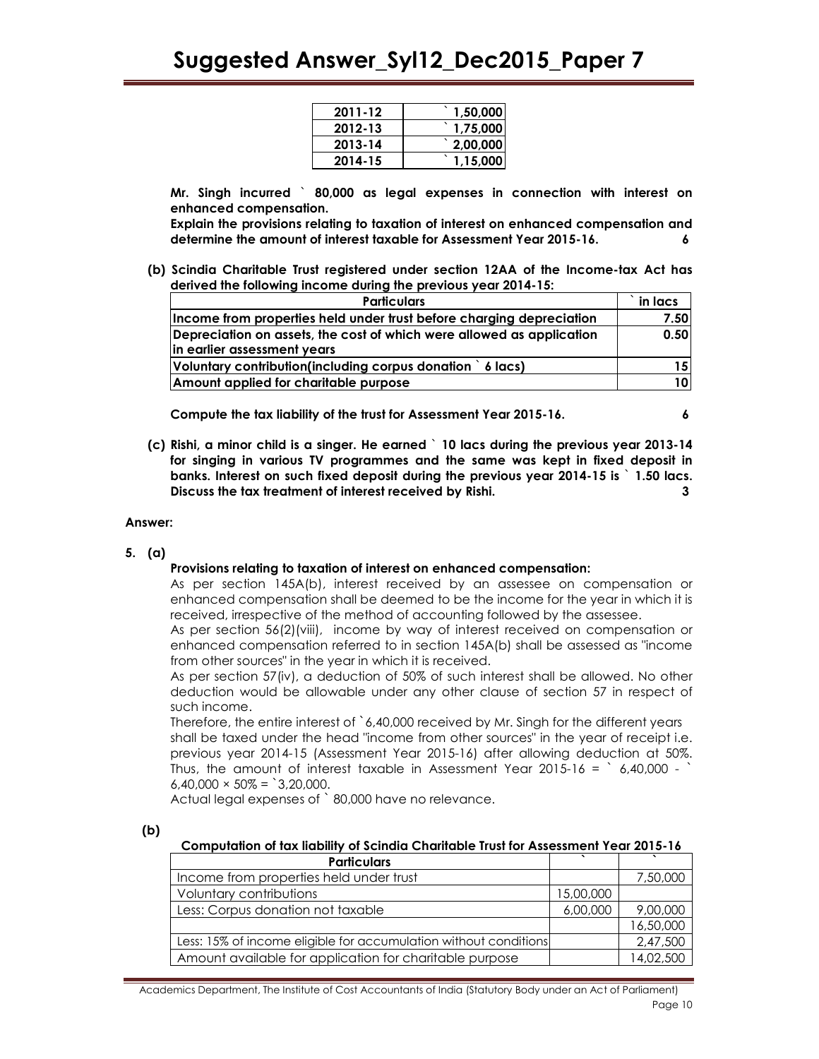| 2011-12 | ` 1,50,000 |
|---|---|
| 2012-13 | ` 1,75,000 |
| 2013-14 | ` 2,00,000 |
| 2014-15 | ` 1,15,000 |

**Mr. Singh incurred ` 80,000 as legal expenses in connection with interest on enhanced compensation.**

**Explain the provisions relating to taxation of interest on enhanced compensation and determine the amount of interest taxable for Assessment Year 2015-16.** **6**

**(b) Scindia Charitable Trust registered under section 12AA of the Income-tax Act has derived the following income during the previous year 2014-15:**

| Particulars | ` in lacs |
|---|---|
| Income from properties held under trust before charging depreciation | 7.50 |
| Depreciation on assets, the cost of which were allowed as application in earlier assessment years | 0.50 |
| Voluntary contribution(including corpus donation ` 6 lacs) | 15 |
| Amount applied for charitable purpose | 10 |

**Compute the tax liability of the trust for Assessment Year 2015-16.** **6**

**(c) Rishi, a minor child is a singer. He earned ` 10 lacs during the previous year 2013-14 for singing in various TV programmes and the same was kept in fixed deposit in banks. Interest on such fixed deposit during the previous year 2014-15 is ` 1.50 lacs. Discuss the tax treatment of interest received by Rishi.** **3**

**Answer:**

**5. (a)**

**Provisions relating to taxation of interest on enhanced compensation:**

As per section 145A(b), interest received by an assessee on compensation or enhanced compensation shall be deemed to be the income for the year in which it is received, irrespective of the method of accounting followed by the assessee.

As per section 56(2)(viii), income by way of interest received on compensation or enhanced compensation referred to in section 145A(b) shall be assessed as "income from other sources" in the year in which it is received.

As per section 57(iv), a deduction of 50% of such interest shall be allowed. No other deduction would be allowable under any other clause of section 57 in respect of such income.

Therefore, the entire interest of `6,40,000 received by Mr. Singh for the different years shall be taxed under the head "income from other sources" in the year of receipt i.e. previous year 2014-15 (Assessment Year 2015-16) after allowing deduction at 50%. Thus, the amount of interest taxable in Assessment Year 2015-16 = ` 6,40,000 - ` 6,40,000 × 50% = `3,20,000.

Actual legal expenses of ` 80,000 have no relevance.

**(b)**

**Computation of tax liability of Scindia Charitable Trust for Assessment Year 2015-16**

| Particulars | ` | ` |
|---|---|---|
| Income from properties held under trust | | 7,50,000 |
| Voluntary contributions | 15,00,000 | |
| Less: Corpus donation not taxable | 6,00,000 | 9,00,000 |
| | | 16,50,000 |
| Less: 15% of income eligible for accumulation without conditions | | 2,47,500 |
| Amount available for application for charitable purpose | | 14,02,500 |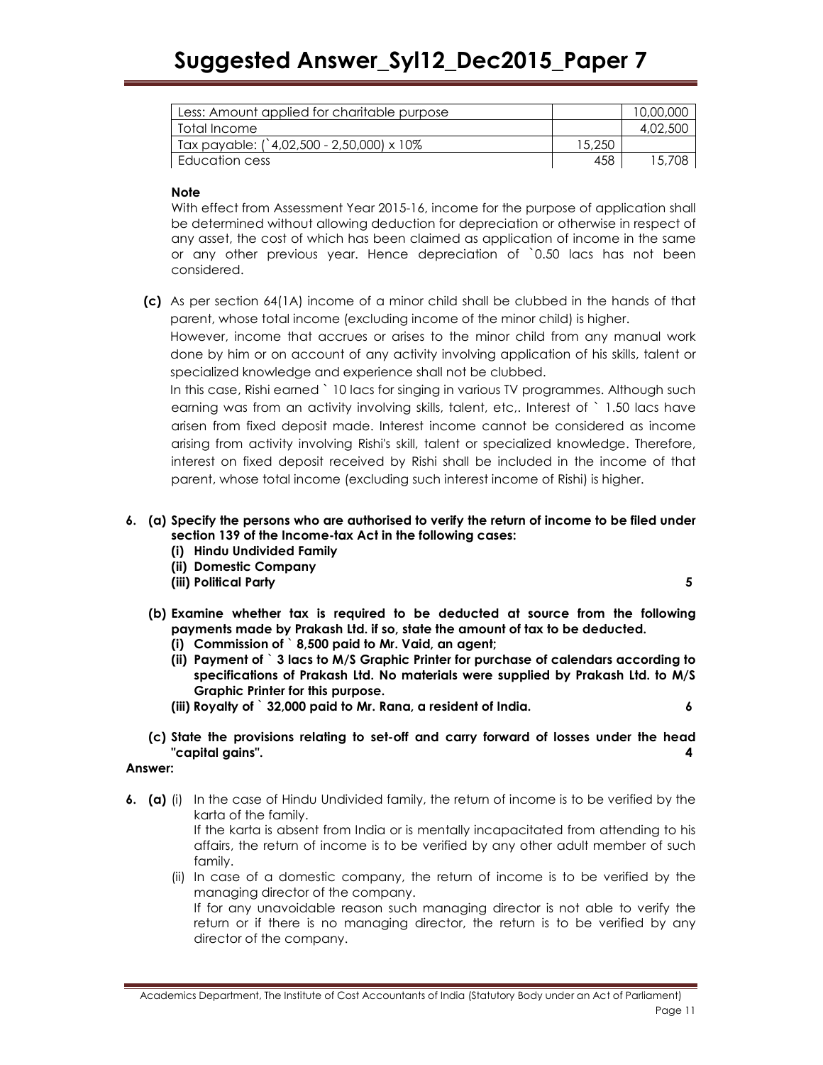| Less: Amount applied for charitable purpose | | 10,00,000 |
|---|---|---|
| Total Income | | 4,02,500 |
| Tax payable: (` 4,02,500 - 2,50,000) x 10% | 15,250 | |
| Education cess | 458 | 15,708 |

**Note**

With effect from Assessment Year 2015-16, income for the purpose of application shall be determined without allowing deduction for depreciation or otherwise in respect of any asset, the cost of which has been claimed as application of income in the same or any other previous year. Hence depreciation of `0.50 lacs has not been considered.

**(c)** As per section 64(1A) income of a minor child shall be clubbed in the hands of that parent, whose total income (excluding income of the minor child) is higher.

However, income that accrues or arises to the minor child from any manual work done by him or on account of any activity involving application of his skills, talent or specialized knowledge and experience shall not be clubbed.

In this case, Rishi earned ` 10 lacs for singing in various TV programmes. Although such earning was from an activity involving skills, talent, etc,. Interest of ` 1.50 lacs have arisen from fixed deposit made. Interest income cannot be considered as income arising from activity involving Rishi's skill, talent or specialized knowledge. Therefore, interest on fixed deposit received by Rishi shall be included in the income of that parent, whose total income (excluding such interest income of Rishi) is higher.

**6. (a) Specify the persons who are authorised to verify the return of income to be filed under section 139 of the Income-tax Act in the following cases:**

**(i) Hindu Undivided Family**

**(ii) Domestic Company**

**(iii) Political Party** **5**

**(b) Examine whether tax is required to be deducted at source from the following payments made by Prakash Ltd. if so, state the amount of tax to be deducted.**

**(i) Commission of ` 8,500 paid to Mr. Vaid, an agent;**

**(ii) Payment of ` 3 lacs to M/S Graphic Printer for purchase of calendars according to specifications of Prakash Ltd. No materials were supplied by Prakash Ltd. to M/S Graphic Printer for this purpose.**

**(iii) Royalty of ` 32,000 paid to Mr. Rana, a resident of India.** **6**

**(c) State the provisions relating to set-off and carry forward of losses under the head "capital gains".** **4**

**Answer:**

**6. (a)** (i) In the case of Hindu Undivided family, the return of income is to be verified by the karta of the family.

If the karta is absent from India or is mentally incapacitated from attending to his affairs, the return of income is to be verified by any other adult member of such family.

(ii) In case of a domestic company, the return of income is to be verified by the managing director of the company.

If for any unavoidable reason such managing director is not able to verify the return or if there is no managing director, the return is to be verified by any director of the company.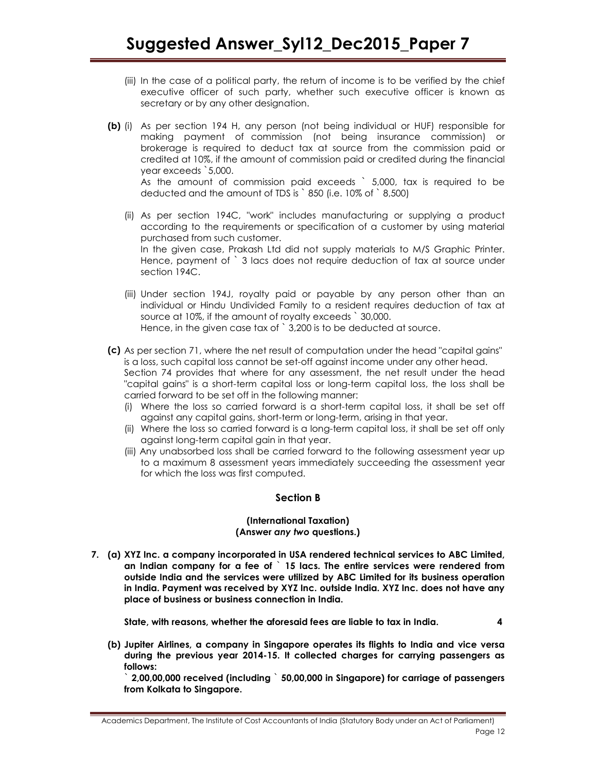(iii) In the case of a political party, the return of income is to be verified by the chief executive officer of such party, whether such executive officer is known as secretary or by any other designation.

**(b)** (i) As per section 194 H, any person (not being individual or HUF) responsible for making payment of commission (not being insurance commission) or brokerage is required to deduct tax at source from the commission paid or credited at 10%, if the amount of commission paid or credited during the financial year exceeds `5,000.

As the amount of commission paid exceeds ` 5,000, tax is required to be deducted and the amount of TDS is ` 850 (i.e. 10% of ` 8,500)

(ii) As per section 194C, "work" includes manufacturing or supplying a product according to the requirements or specification of a customer by using material purchased from such customer.

In the given case, Prakash Ltd did not supply materials to M/S Graphic Printer. Hence, payment of ` 3 lacs does not require deduction of tax at source under section 194C.

(iii) Under section 194J, royalty paid or payable by any person other than an individual or Hindu Undivided Family to a resident requires deduction of tax at source at 10%, if the amount of royalty exceeds ` 30,000.

Hence, in the given case tax of ` 3,200 is to be deducted at source.

**(c)** As per section 71, where the net result of computation under the head "capital gains" is a loss, such capital loss cannot be set-off against income under any other head.

Section 74 provides that where for any assessment, the net result under the head "capital gains" is a short-term capital loss or long-term capital loss, the loss shall be carried forward to be set off in the following manner:

(i) Where the loss so carried forward is a short-term capital loss, it shall be set off against any capital gains, short-term or long-term, arising in that year.

(ii) Where the loss so carried forward is a long-term capital loss, it shall be set off only against long-term capital gain in that year.

(iii) Any unabsorbed loss shall be carried forward to the following assessment year up to a maximum 8 assessment years immediately succeeding the assessment year for which the loss was first computed.

## Section B

**(International Taxation)**
**(Answer *any two* questions.)**

**7. (a) XYZ Inc. a company incorporated in USA rendered technical services to ABC Limited, an Indian company for a fee of ` 15 lacs. The entire services were rendered from outside India and the services were utilized by ABC Limited for its business operation in India. Payment was received by XYZ Inc. outside India. XYZ Inc. does not have any place of business or business connection in India.**

**State, with reasons, whether the aforesaid fees are liable to tax in India. 4**

**(b) Jupiter Airlines, a company in Singapore operates its flights to India and vice versa during the previous year 2014-15. It collected charges for carrying passengers as follows:**

**` 2,00,00,000 received (including ` 50,00,000 in Singapore) for carriage of passengers from Kolkata to Singapore.**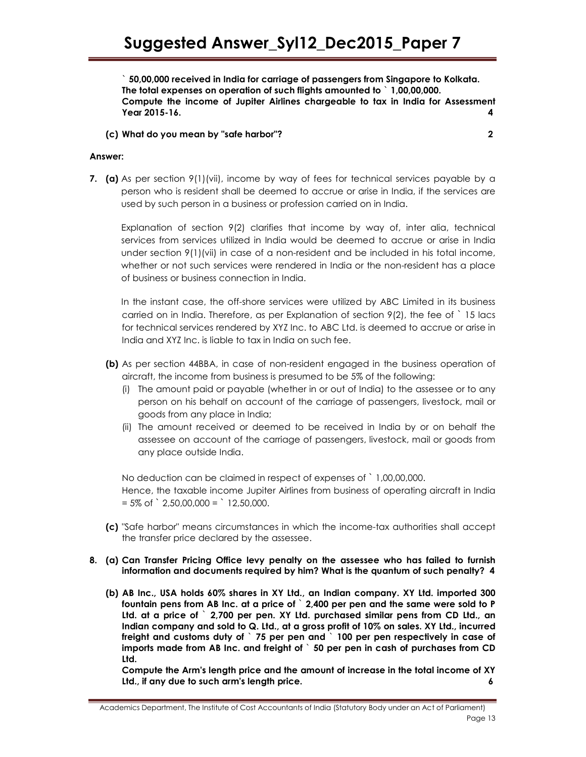**` 50,00,000 received in India for carriage of passengers from Singapore to Kolkata. The total expenses on operation of such flights amounted to ` 1,00,00,000. Compute the income of Jupiter Airlines chargeable to tax in India for Assessment Year 2015-16. 4**

**(c) What do you mean by "safe harbor"? 2**

**Answer:**

**7. (a)** As per section 9(1)(vii), income by way of fees for technical services payable by a person who is resident shall be deemed to accrue or arise in India, if the services are used by such person in a business or profession carried on in India.

Explanation of section 9(2) clarifies that income by way of, inter alia, technical services from services utilized in India would be deemed to accrue or arise in India under section 9(1)(vii) in case of a non-resident and be included in his total income, whether or not such services were rendered in India or the non-resident has a place of business or business connection in India.

In the instant case, the off-shore services were utilized by ABC Limited in its business carried on in India. Therefore, as per Explanation of section 9(2), the fee of ` 15 lacs for technical services rendered by XYZ Inc. to ABC Ltd. is deemed to accrue or arise in India and XYZ Inc. is liable to tax in India on such fee.

**(b)** As per section 44BBA, in case of non-resident engaged in the business operation of aircraft, the income from business is presumed to be 5% of the following:

(i) The amount paid or payable (whether in or out of India) to the assessee or to any person on his behalf on account of the carriage of passengers, livestock, mail or goods from any place in India;

(ii) The amount received or deemed to be received in India by or on behalf the assessee on account of the carriage of passengers, livestock, mail or goods from any place outside India.

No deduction can be claimed in respect of expenses of ` 1,00,00,000.
Hence, the taxable income Jupiter Airlines from business of operating aircraft in India = 5% of ` 2,50,00,000 = ` 12,50,000.

**(c)** "Safe harbor" means circumstances in which the income-tax authorities shall accept the transfer price declared by the assessee.

**8. (a) Can Transfer Pricing Office levy penalty on the assessee who has failed to furnish information and documents required by him? What is the quantum of such penalty? 4**

**(b) AB Inc., USA holds 60% shares in XY Ltd., an Indian company. XY Ltd. imported 300 fountain pens from AB Inc. at a price of ` 2,400 per pen and the same were sold to P Ltd. at a price of ` 2,700 per pen. XY Ltd. purchased similar pens from CD Ltd., an Indian company and sold to Q. Ltd., at a gross profit of 10% on sales. XY Ltd., incurred freight and customs duty of ` 75 per pen and ` 100 per pen respectively in case of imports made from AB Inc. and freight of ` 50 per pen in cash of purchases from CD Ltd.**

**Compute the Arm's length price and the amount of increase in the total income of XY Ltd., if any due to such arm's length price. 6**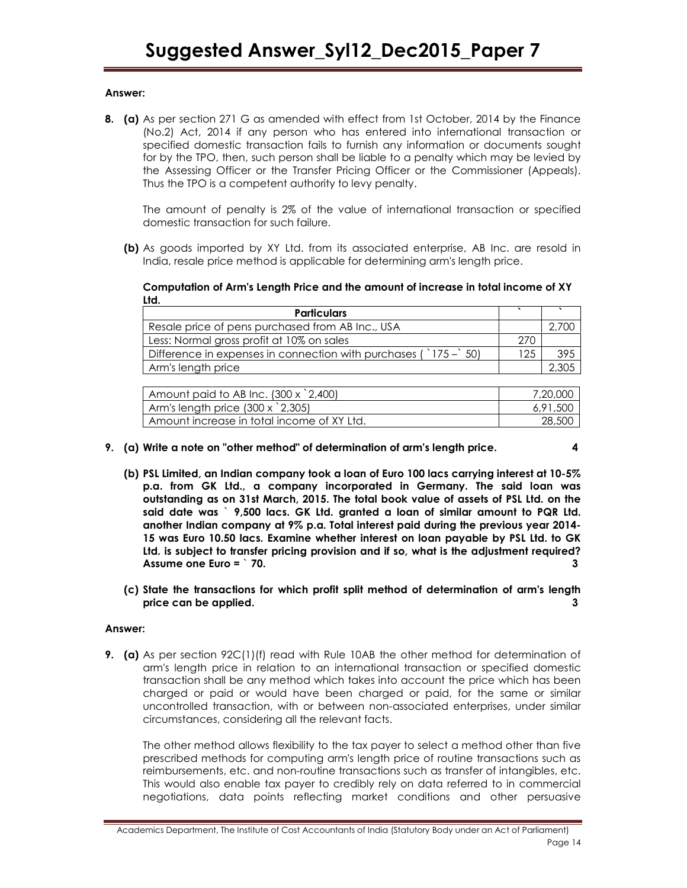**Answer:**

**8. (a)** As per section 271 G as amended with effect from 1st October, 2014 by the Finance (No.2) Act, 2014 if any person who has entered into international transaction or specified domestic transaction fails to furnish any information or documents sought for by the TPO, then, such person shall be liable to a penalty which may be levied by the Assessing Officer or the Transfer Pricing Officer or the Commissioner (Appeals). Thus the TPO is a competent authority to levy penalty.

The amount of penalty is 2% of the value of international transaction or specified domestic transaction for such failure.

**(b)** As goods imported by XY Ltd. from its associated enterprise, AB Inc. are resold in India, resale price method is applicable for determining arm's length price.

**Computation of Arm's Length Price and the amount of increase in total income of XY Ltd.**

| **Particulars** | ` | ` |
|---|---|---|
| Resale price of pens purchased from AB Inc., USA | | 2,700 |
| Less: Normal gross profit at 10% on sales | 270 | |
| Difference in expenses in connection with purchases ( `175 – ` 50) | 125 | 395 |
| Arm's length price | | 2,305 |

| | |
|---|---|
| Amount paid to AB Inc. (300 x `2,400) | 7,20,000 |
| Arm's length price (300 x `2,305) | 6,91,500 |
| Amount increase in total income of XY Ltd. | 28,500 |

**9. (a) Write a note on "other method" of determination of arm's length price. 4**

**(b) PSL Limited, an Indian company took a loan of Euro 100 lacs carrying interest at 10-5% p.a. from GK Ltd., a company incorporated in Germany. The said loan was outstanding as on 31st March, 2015. The total book value of assets of PSL Ltd. on the said date was ` 9,500 lacs. GK Ltd. granted a loan of similar amount to PQR Ltd. another Indian company at 9% p.a. Total interest paid during the previous year 2014-15 was Euro 10.50 lacs. Examine whether interest on loan payable by PSL Ltd. to GK Ltd. is subject to transfer pricing provision and if so, what is the adjustment required? Assume one Euro = ` 70. 3**

**(c) State the transactions for which profit split method of determination of arm's length price can be applied. 3**

**Answer:**

**9. (a)** As per section 92C(1)(f) read with Rule 10AB the other method for determination of arm's length price in relation to an international transaction or specified domestic transaction shall be any method which takes into account the price which has been charged or paid or would have been charged or paid, for the same or similar uncontrolled transaction, with or between non-associated enterprises, under similar circumstances, considering all the relevant facts.

The other method allows flexibility to the tax payer to select a method other than five prescribed methods for computing arm's length price of routine transactions such as reimbursements, etc. and non-routine transactions such as transfer of intangibles, etc. This would also enable tax payer to credibly rely on data referred to in commercial negotiations, data points reflecting market conditions and other persuasive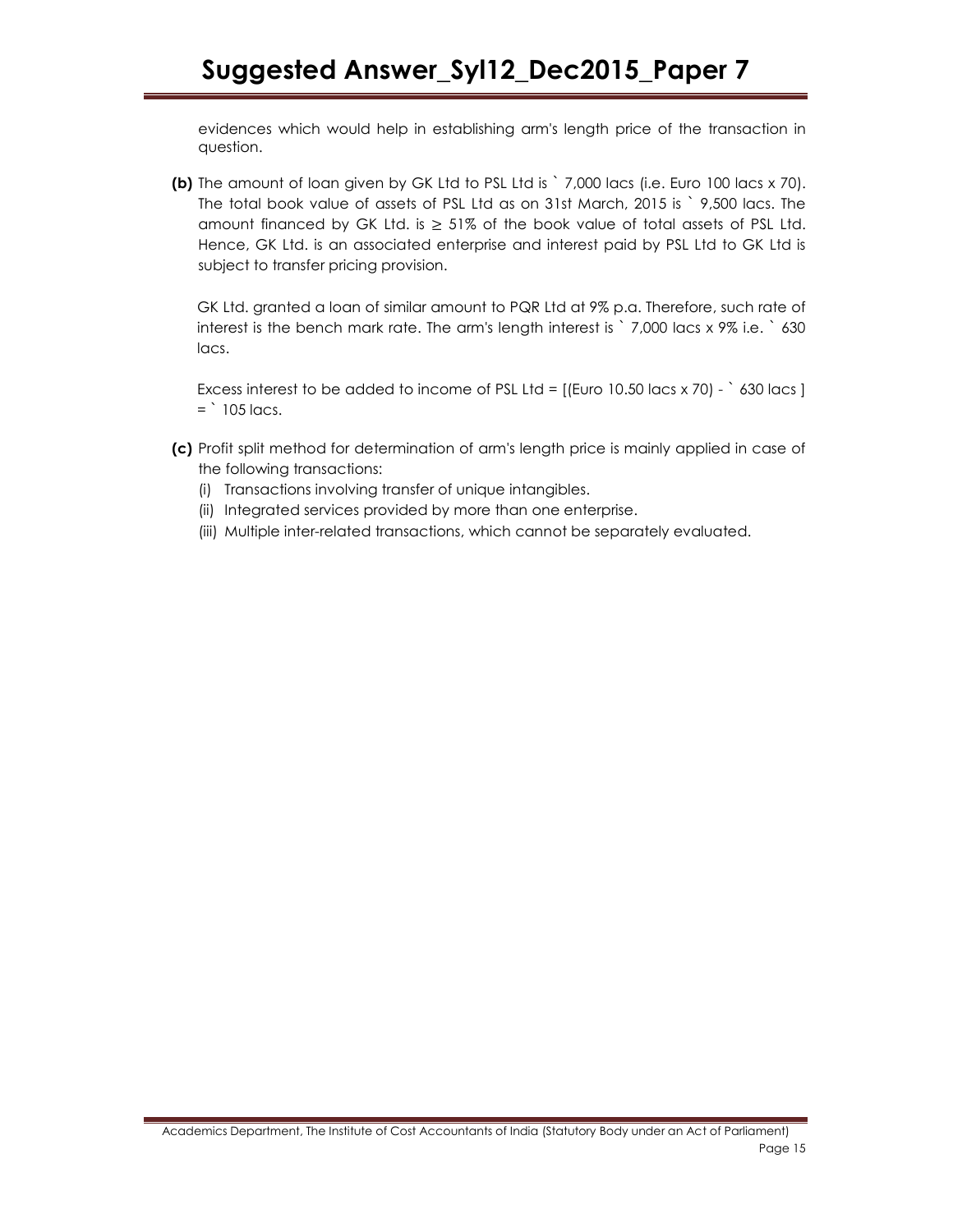evidences which would help in establishing arm's length price of the transaction in question.

**(b)** The amount of loan given by GK Ltd to PSL Ltd is ` 7,000 lacs (i.e. Euro 100 lacs x 70). The total book value of assets of PSL Ltd as on 31st March, 2015 is ` 9,500 lacs. The amount financed by GK Ltd. is $\geq$ 51% of the book value of total assets of PSL Ltd. Hence, GK Ltd. is an associated enterprise and interest paid by PSL Ltd to GK Ltd is subject to transfer pricing provision.

GK Ltd. granted a loan of similar amount to PQR Ltd at 9% p.a. Therefore, such rate of interest is the bench mark rate. The arm's length interest is ` 7,000 lacs x 9% i.e. ` 630 lacs.

Excess interest to be added to income of PSL Ltd = [(Euro 10.50 lacs x 70) - ` 630 lacs ] = ` 105 lacs.

**(c)** Profit split method for determination of arm's length price is mainly applied in case of the following transactions:

(i) Transactions involving transfer of unique intangibles.

(ii) Integrated services provided by more than one enterprise.

(iii) Multiple inter-related transactions, which cannot be separately evaluated.